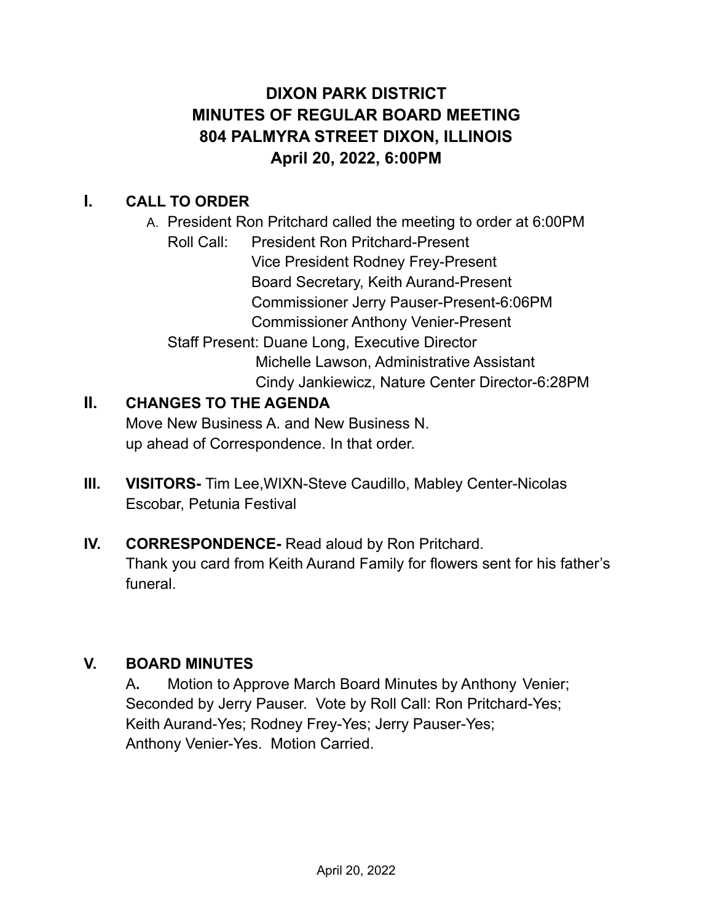# DIXON PARK DISTRICT
# MINUTES OF REGULAR BOARD MEETING
# 804 PALMYRA STREET DIXON, ILLINOIS
# April 20, 2022, 6:00PM

## I. CALL TO ORDER

A. President Ron Pritchard called the meeting to order at 6:00PM

Roll Call: President Ron Pritchard-Present
Vice President Rodney Frey-Present
Board Secretary, Keith Aurand-Present
Commissioner Jerry Pauser-Present-6:06PM
Commissioner Anthony Venier-Present

Staff Present: Duane Long, Executive Director
Michelle Lawson, Administrative Assistant
Cindy Jankiewicz, Nature Center Director-6:28PM

## II. CHANGES TO THE AGENDA

Move New Business A. and New Business N.
up ahead of Correspondence. In that order.

## III. VISITORS-

Tim Lee,WIXN-Steve Caudillo, Mabley Center-Nicolas Escobar, Petunia Festival

## IV. CORRESPONDENCE-

Read aloud by Ron Pritchard.
Thank you card from Keith Aurand Family for flowers sent for his father's funeral.

## V. BOARD MINUTES

A**.** Motion to Approve March Board Minutes by Anthony Venier; Seconded by Jerry Pauser. Vote by Roll Call: Ron Pritchard-Yes; Keith Aurand-Yes; Rodney Frey-Yes; Jerry Pauser-Yes; Anthony Venier-Yes. Motion Carried.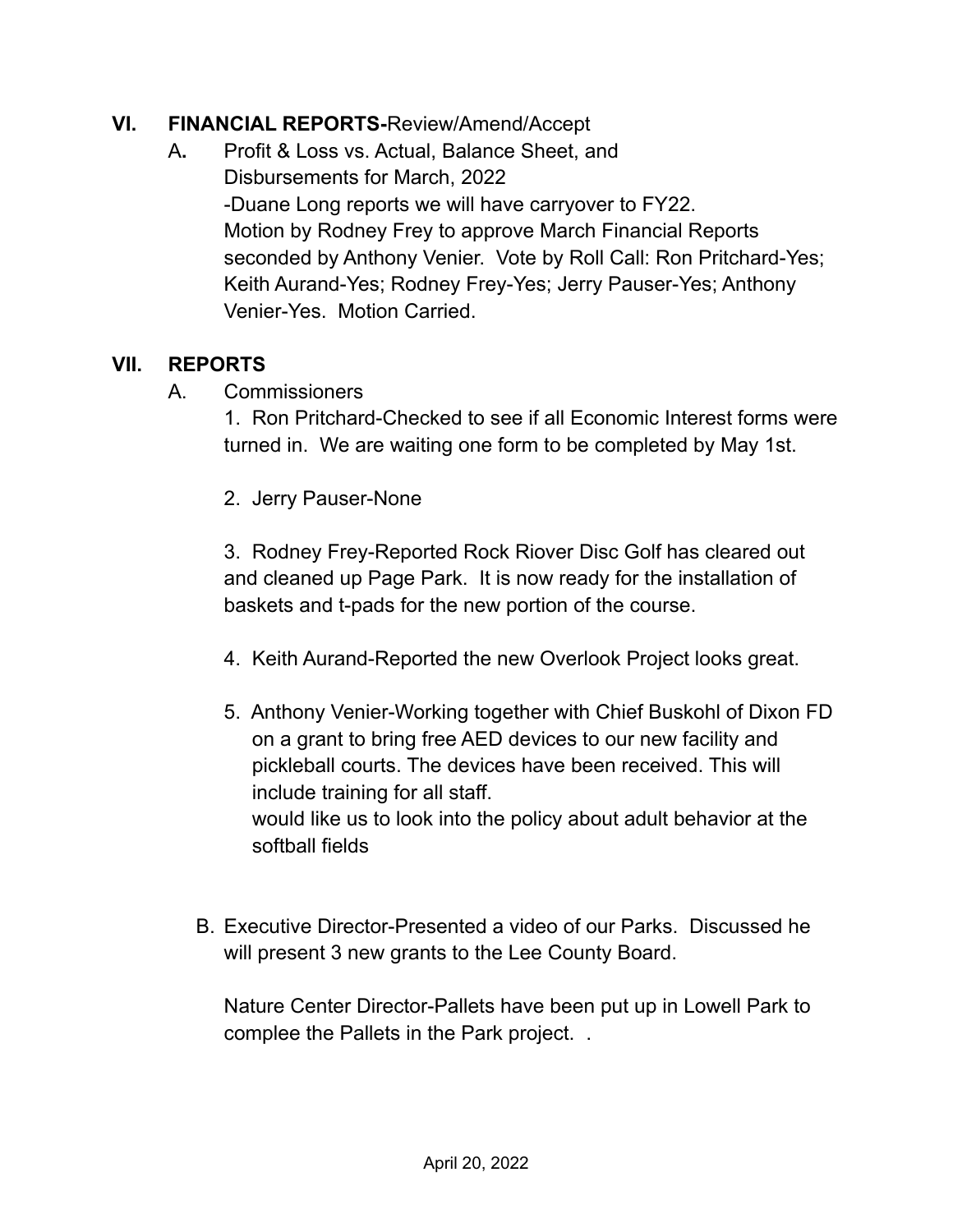## VI. FINANCIAL REPORTS-Review/Amend/Accept

A**.** Profit & Loss vs. Actual, Balance Sheet, and Disbursements for March, 2022
-Duane Long reports we will have carryover to FY22.
Motion by Rodney Frey to approve March Financial Reports seconded by Anthony Venier. Vote by Roll Call: Ron Pritchard-Yes; Keith Aurand-Yes; Rodney Frey-Yes; Jerry Pauser-Yes; Anthony Venier-Yes. Motion Carried.

## VII. REPORTS

A. Commissioners

1. Ron Pritchard-Checked to see if all Economic Interest forms were turned in. We are waiting one form to be completed by May 1st.

2. Jerry Pauser-None

3. Rodney Frey-Reported Rock Riover Disc Golf has cleared out and cleaned up Page Park. It is now ready for the installation of baskets and t-pads for the new portion of the course.

4. Keith Aurand-Reported the new Overlook Project looks great.

5. Anthony Venier-Working together with Chief Buskohl of Dixon FD on a grant to bring free AED devices to our new facility and pickleball courts. The devices have been received. This will include training for all staff.
would like us to look into the policy about adult behavior at the softball fields

B. Executive Director-Presented a video of our Parks. Discussed he will present 3 new grants to the Lee County Board.

Nature Center Director-Pallets have been put up in Lowell Park to complee the Pallets in the Park project. .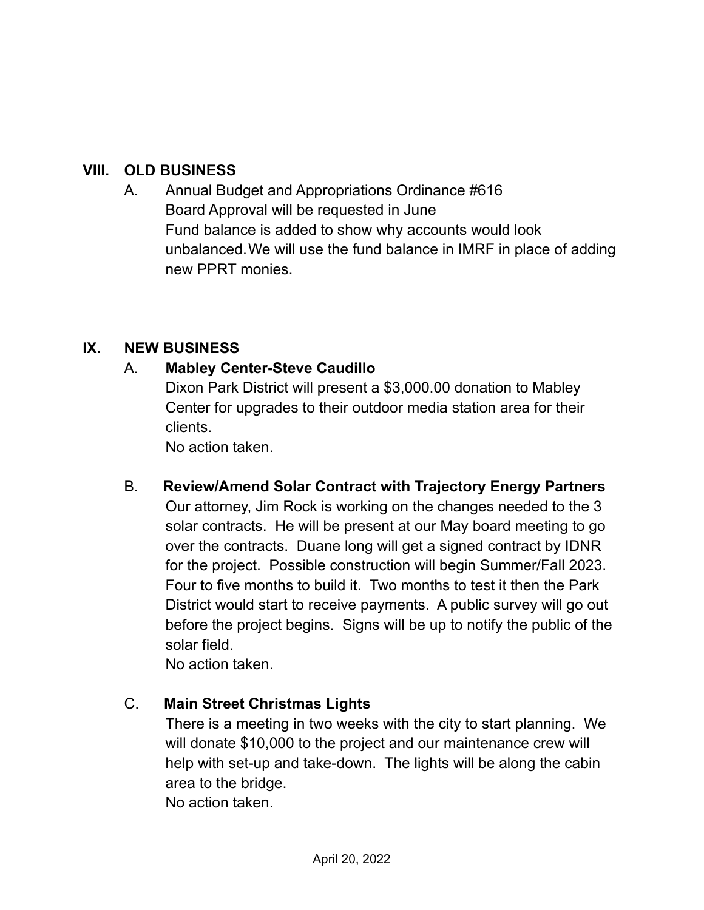## VIII. OLD BUSINESS

A. Annual Budget and Appropriations Ordinance #616
Board Approval will be requested in June
Fund balance is added to show why accounts would look unbalanced. We will use the fund balance in IMRF in place of adding new PPRT monies.

## IX. NEW BUSINESS

A. **Mabley Center-Steve Caudillo**
Dixon Park District will present a $3,000.00 donation to Mabley Center for upgrades to their outdoor media station area for their clients.
No action taken.

B. **Review/Amend Solar Contract with Trajectory Energy Partners**
Our attorney, Jim Rock is working on the changes needed to the 3 solar contracts. He will be present at our May board meeting to go over the contracts. Duane long will get a signed contract by IDNR for the project. Possible construction will begin Summer/Fall 2023. Four to five months to build it. Two months to test it then the Park District would start to receive payments. A public survey will go out before the project begins. Signs will be up to notify the public of the solar field.
No action taken.

C. **Main Street Christmas Lights**
There is a meeting in two weeks with the city to start planning. We will donate $10,000 to the project and our maintenance crew will help with set-up and take-down. The lights will be along the cabin area to the bridge.
No action taken.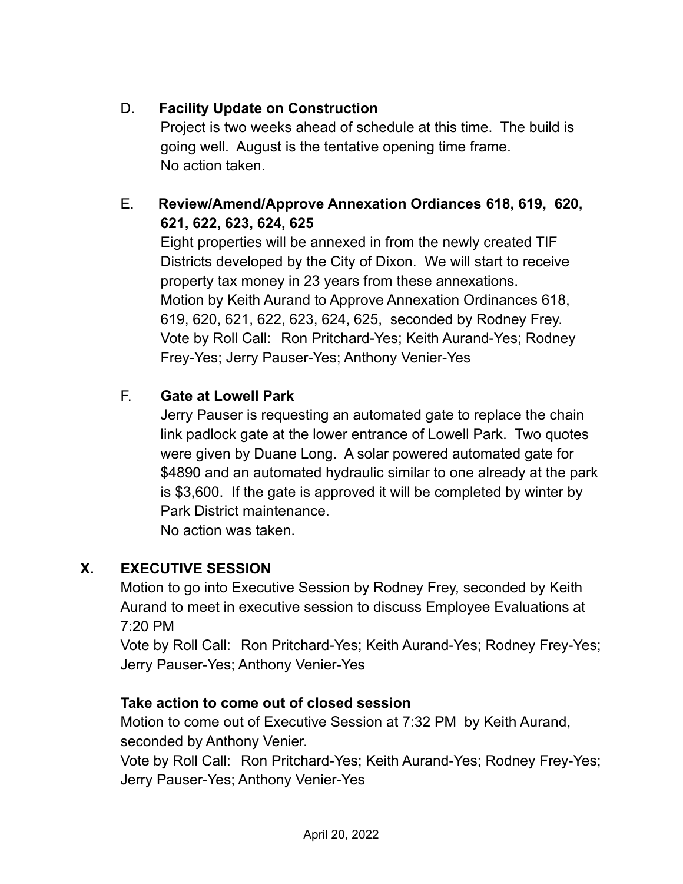D. **Facility Update on Construction**

Project is two weeks ahead of schedule at this time. The build is going well. August is the tentative opening time frame.
No action taken.

E. **Review/Amend/Approve Annexation Ordiances 618, 619, 620, 621, 622, 623, 624, 625**

Eight properties will be annexed in from the newly created TIF Districts developed by the City of Dixon. We will start to receive property tax money in 23 years from these annexations.
Motion by Keith Aurand to Approve Annexation Ordinances 618, 619, 620, 621, 622, 623, 624, 625, seconded by Rodney Frey.
Vote by Roll Call: Ron Pritchard-Yes; Keith Aurand-Yes; Rodney Frey-Yes; Jerry Pauser-Yes; Anthony Venier-Yes

F. **Gate at Lowell Park**

Jerry Pauser is requesting an automated gate to replace the chain link padlock gate at the lower entrance of Lowell Park. Two quotes were given by Duane Long. A solar powered automated gate for $4890 and an automated hydraulic similar to one already at the park is $3,600. If the gate is approved it will be completed by winter by Park District maintenance.
No action was taken.

## X. EXECUTIVE SESSION

Motion to go into Executive Session by Rodney Frey, seconded by Keith Aurand to meet in executive session to discuss Employee Evaluations at 7:20 PM
Vote by Roll Call: Ron Pritchard-Yes; Keith Aurand-Yes; Rodney Frey-Yes; Jerry Pauser-Yes; Anthony Venier-Yes

**Take action to come out of closed session**

Motion to come out of Executive Session at 7:32 PM by Keith Aurand, seconded by Anthony Venier.
Vote by Roll Call: Ron Pritchard-Yes; Keith Aurand-Yes; Rodney Frey-Yes; Jerry Pauser-Yes; Anthony Venier-Yes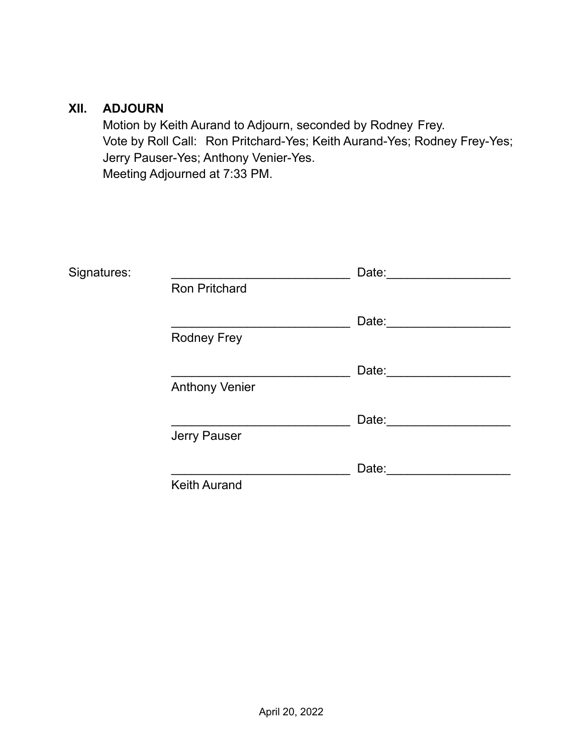## XII. ADJOURN

Motion by Keith Aurand to Adjourn, seconded by Rodney Frey.
Vote by Roll Call: Ron Pritchard-Yes; Keith Aurand-Yes; Rodney Frey-Yes; Jerry Pauser-Yes; Anthony Venier-Yes.
Meeting Adjourned at 7:33 PM.

Signatures:

__________________________ Date:__________________
Ron Pritchard

__________________________ Date:__________________
Rodney Frey

__________________________ Date:__________________
Anthony Venier

__________________________ Date:__________________
Jerry Pauser

__________________________ Date:__________________
Keith Aurand